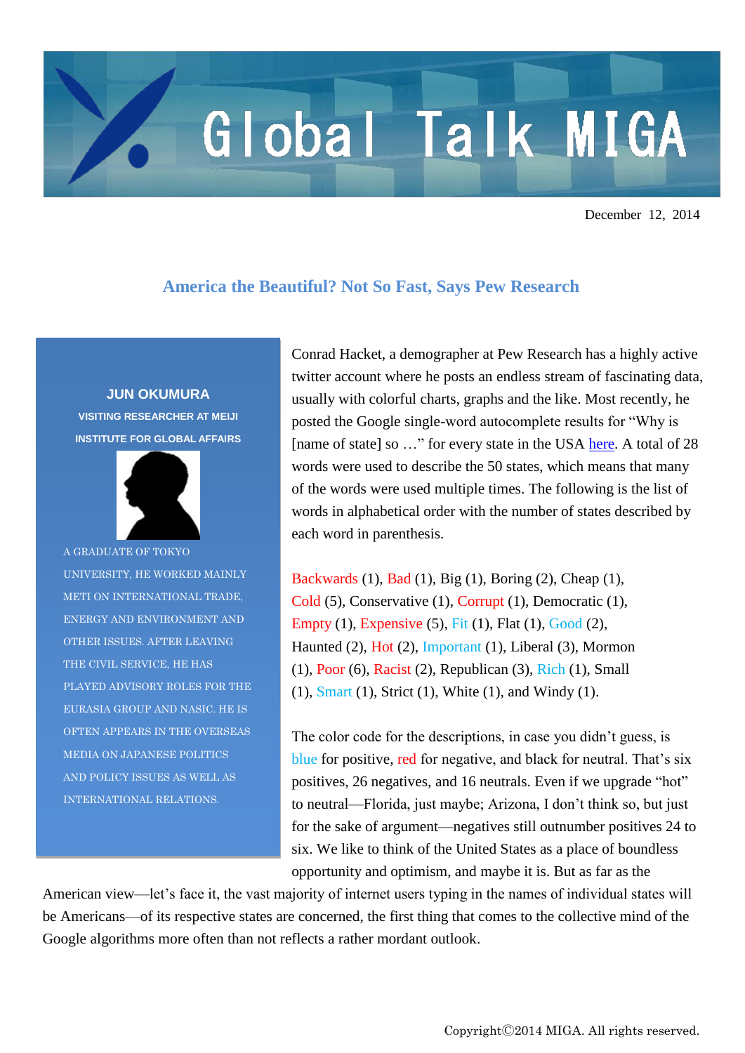Global Talk MIGA

December 12, 2014

## America the Beautiful? Not So Fast, Says Pew Research

**JUN OKUMURA**

**VISITING RESEARCHER AT MEIJI INSTITUTE FOR GLOBAL AFFAIRS**

A GRADUATE OF TOKYO UNIVERSITY, HE WORKED MAINLY METI ON INTERNATIONAL TRADE, ENERGY AND ENVIRONMENT AND OTHER ISSUES. AFTER LEAVING THE CIVIL SERVICE, HE HAS PLAYED ADVISORY ROLES FOR THE EURASIA GROUP AND NASIC. HE IS OFTEN APPEARS IN THE OVERSEAS MEDIA ON JAPANESE POLITICS AND POLICY ISSUES AS WELL AS INTERNATIONAL RELATIONS.

Conrad Hacket, a demographer at Pew Research has a highly active twitter account where he posts an endless stream of fascinating data, usually with colorful charts, graphs and the like. Most recently, he posted the Google single-word autocomplete results for "Why is [name of state] so …" for every state in the USA here. A total of 28 words were used to describe the 50 states, which means that many of the words were used multiple times. The following is the list of words in alphabetical order with the number of states described by each word in parenthesis.

Backwards (1), Bad (1), Big (1), Boring (2), Cheap (1), Cold (5), Conservative (1), Corrupt (1), Democratic (1), Empty (1), Expensive (5), Fit (1), Flat (1), Good (2), Haunted (2), Hot (2), Important (1), Liberal (3), Mormon (1), Poor (6), Racist (2), Republican (3), Rich (1), Small (1), Smart (1), Strict (1), White (1), and Windy (1).

The color code for the descriptions, in case you didn't guess, is blue for positive, red for negative, and black for neutral. That's six positives, 26 negatives, and 16 neutrals. Even if we upgrade "hot" to neutral—Florida, just maybe; Arizona, I don't think so, but just for the sake of argument—negatives still outnumber positives 24 to six. We like to think of the United States as a place of boundless opportunity and optimism, and maybe it is. But as far as the American view—let's face it, the vast majority of internet users typing in the names of individual states will be Americans—of its respective states are concerned, the first thing that comes to the collective mind of the Google algorithms more often than not reflects a rather mordant outlook.

Copyright©2014 MIGA. All rights reserved.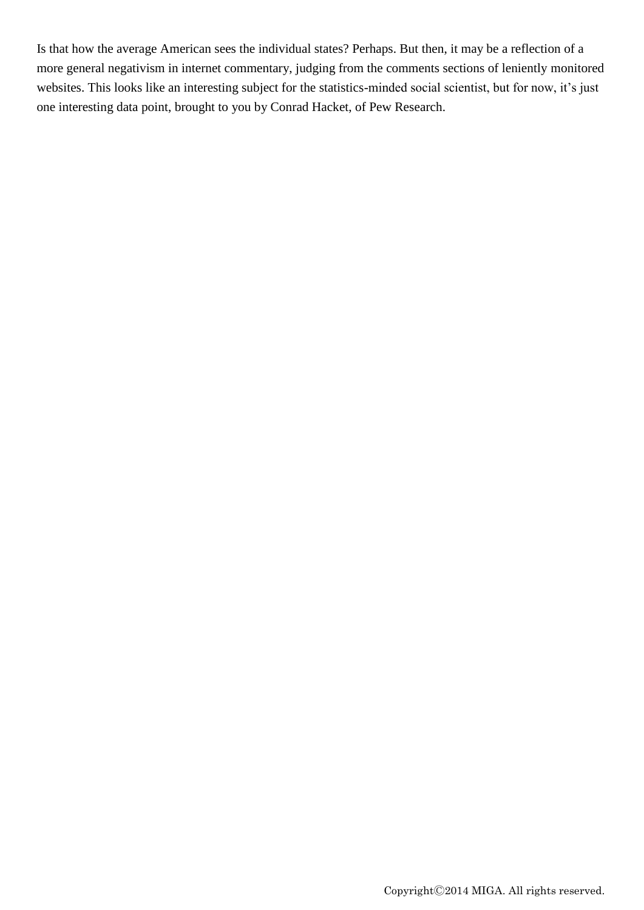Is that how the average American sees the individual states? Perhaps. But then, it may be a reflection of a more general negativism in internet commentary, judging from the comments sections of leniently monitored websites. This looks like an interesting subject for the statistics-minded social scientist, but for now, it's just one interesting data point, brought to you by Conrad Hacket, of Pew Research.

Copyright©2014 MIGA. All rights reserved.